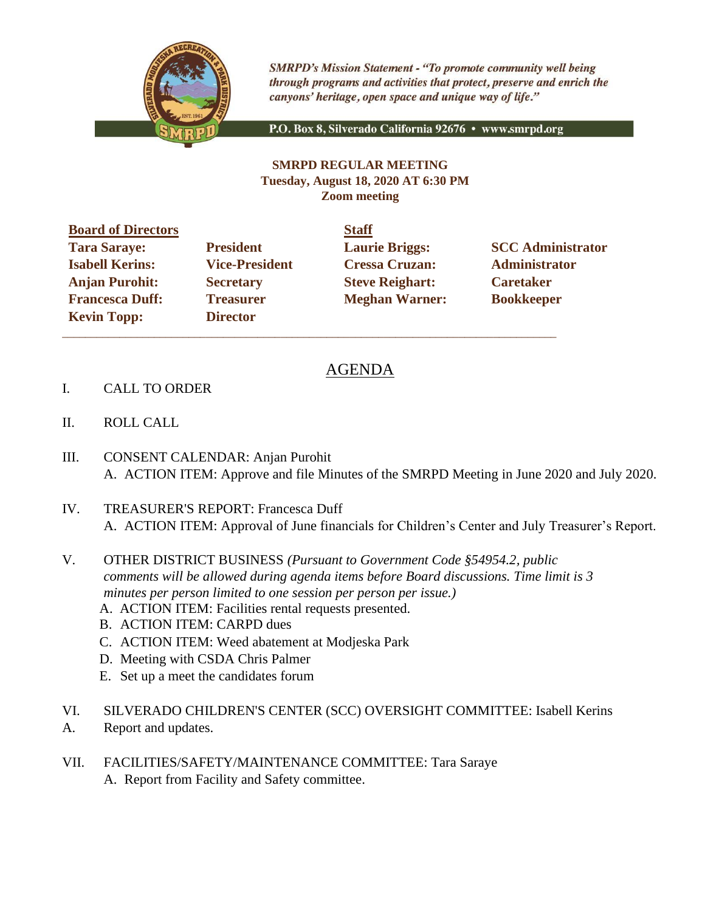*SMRPD's Mission Statement - "To promote community well being through programs and activities that protect, preserve and enrich the canyons' heritage, open space and unique way of life."*

P.O. Box 8, Silverado California 92676 • www.smrpd.org

**SMRPD REGULAR MEETING**
**Tuesday, August 18, 2020 AT 6:30 PM**
**Zoom meeting**

| **Board of Directors** | | **Staff** | |
|---|---|---|---|
| **Tara Saraye:** | **President** | **Laurie Briggs:** | **SCC Administrator** |
| **Isabell Kerins:** | **Vice-President** | **Cressa Cruzan:** | **Administrator** |
| **Anjan Purohit:** | **Secretary** | **Steve Reighart:** | **Caretaker** |
| **Francesca Duff:** | **Treasurer** | **Meghan Warner:** | **Bookkeeper** |
| **Kevin Topp:** | **Director** | | |

# AGENDA

I. CALL TO ORDER

II. ROLL CALL

III. CONSENT CALENDAR: Anjan Purohit
   A. ACTION ITEM: Approve and file Minutes of the SMRPD Meeting in June 2020 and July 2020.

IV. TREASURER'S REPORT: Francesca Duff
   A. ACTION ITEM: Approval of June financials for Children's Center and July Treasurer's Report.

V. OTHER DISTRICT BUSINESS *(Pursuant to Government Code §54954.2, public comments will be allowed during agenda items before Board discussions. Time limit is 3 minutes per person limited to one session per person per issue.)*
   A. ACTION ITEM: Facilities rental requests presented.
   B. ACTION ITEM: CARPD dues
   C. ACTION ITEM: Weed abatement at Modjeska Park
   D. Meeting with CSDA Chris Palmer
   E. Set up a meet the candidates forum

VI. SILVERADO CHILDREN'S CENTER (SCC) OVERSIGHT COMMITTEE: Isabell Kerins
   A. Report and updates.

VII. FACILITIES/SAFETY/MAINTENANCE COMMITTEE: Tara Saraye
   A. Report from Facility and Safety committee.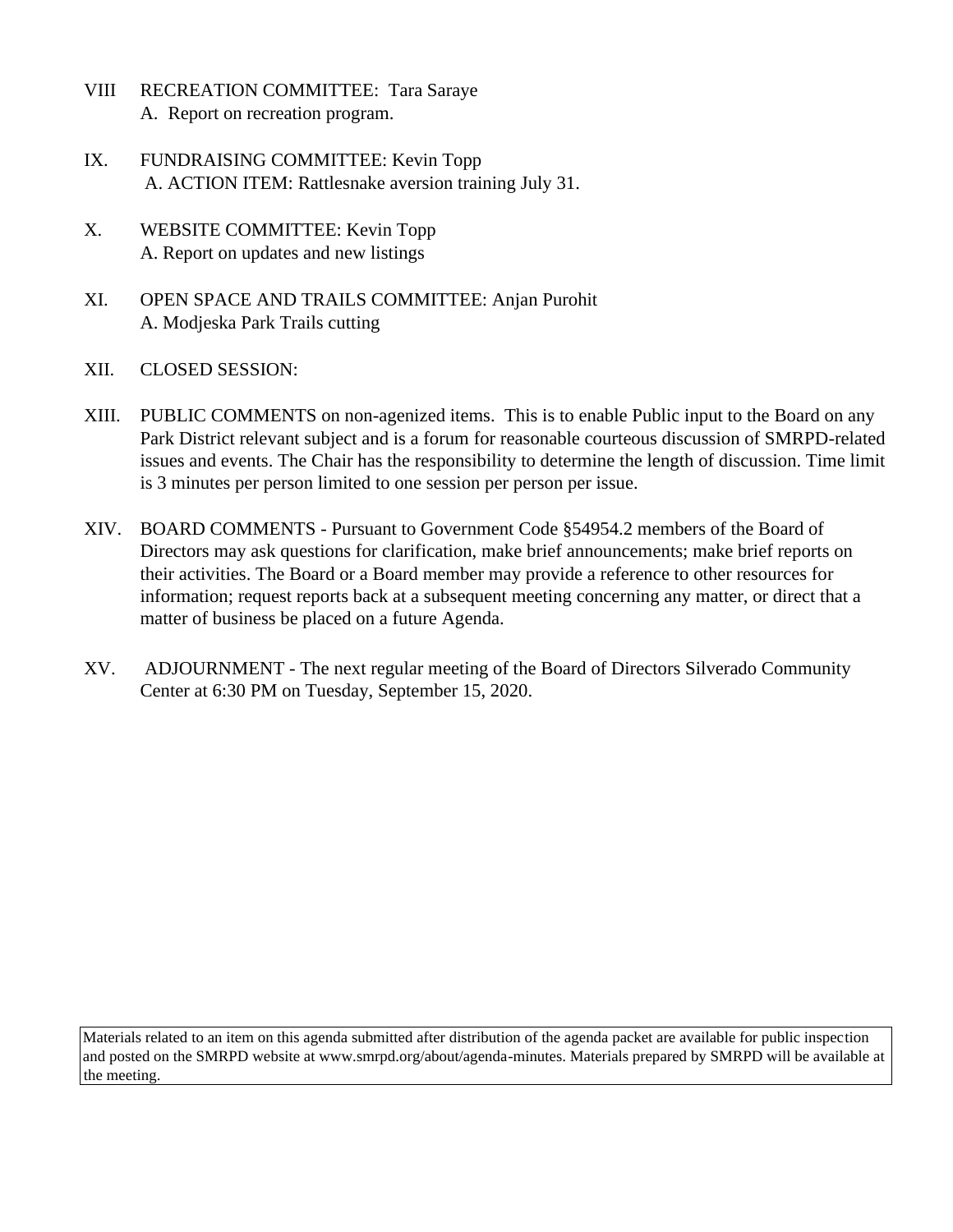VIII RECREATION COMMITTEE: Tara Saraye
   A. Report on recreation program.

IX. FUNDRAISING COMMITTEE: Kevin Topp
   A. ACTION ITEM: Rattlesnake aversion training July 31.

X. WEBSITE COMMITTEE: Kevin Topp
   A. Report on updates and new listings

XI. OPEN SPACE AND TRAILS COMMITTEE: Anjan Purohit
   A. Modjeska Park Trails cutting

XII. CLOSED SESSION:

XIII. PUBLIC COMMENTS on non-agenized items. This is to enable Public input to the Board on any Park District relevant subject and is a forum for reasonable courteous discussion of SMRPD-related issues and events. The Chair has the responsibility to determine the length of discussion. Time limit is 3 minutes per person limited to one session per person per issue.

XIV. BOARD COMMENTS - Pursuant to Government Code §54954.2 members of the Board of Directors may ask questions for clarification, make brief announcements; make brief reports on their activities. The Board or a Board member may provide a reference to other resources for information; request reports back at a subsequent meeting concerning any matter, or direct that a matter of business be placed on a future Agenda.

XV. ADJOURNMENT - The next regular meeting of the Board of Directors Silverado Community Center at 6:30 PM on Tuesday, September 15, 2020.

Materials related to an item on this agenda submitted after distribution of the agenda packet are available for public inspection and posted on the SMRPD website at www.smrpd.org/about/agenda-minutes. Materials prepared by SMRPD will be available at the meeting.